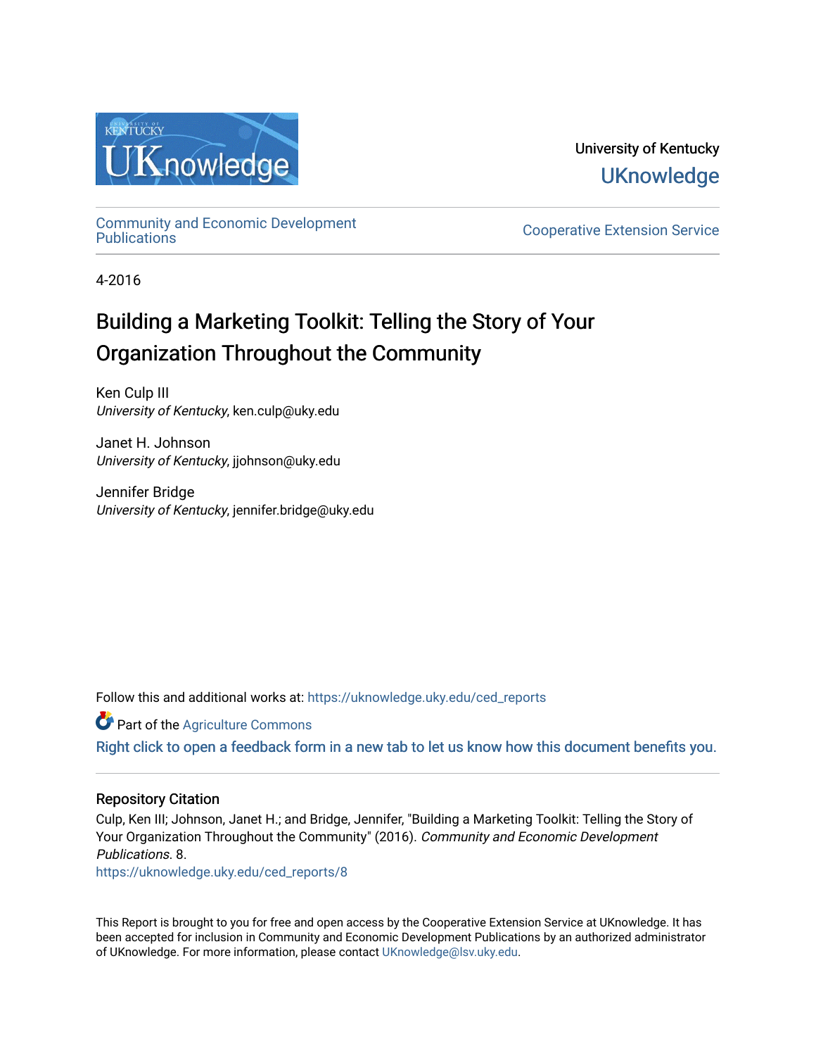University of Kentucky

UKnowledge

Community and Economic Development Publications

Cooperative Extension Service

4-2016

# Building a Marketing Toolkit: Telling the Story of Your Organization Throughout the Community

Ken Culp III
*University of Kentucky*, ken.culp@uky.edu

Janet H. Johnson
*University of Kentucky*, jjohnson@uky.edu

Jennifer Bridge
*University of Kentucky*, jennifer.bridge@uky.edu

Follow this and additional works at: https://uknowledge.uky.edu/ced_reports

Part of the Agriculture Commons

Right click to open a feedback form in a new tab to let us know how this document benefits you.

## Repository Citation

Culp, Ken III; Johnson, Janet H.; and Bridge, Jennifer, "Building a Marketing Toolkit: Telling the Story of Your Organization Throughout the Community" (2016). *Community and Economic Development Publications*. 8.
https://uknowledge.uky.edu/ced_reports/8

This Report is brought to you for free and open access by the Cooperative Extension Service at UKnowledge. It has been accepted for inclusion in Community and Economic Development Publications by an authorized administrator of UKnowledge. For more information, please contact UKnowledge@lsv.uky.edu.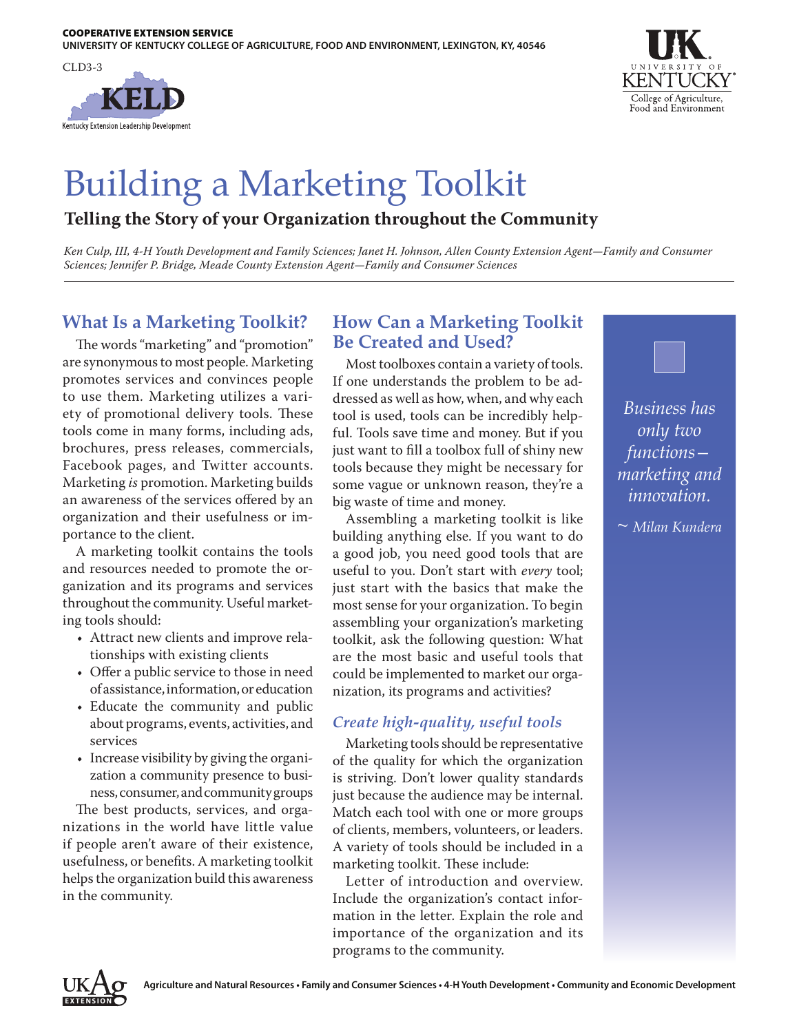COOPERATIVE EXTENSION SERVICE
UNIVERSITY OF KENTUCKY COLLEGE OF AGRICULTURE, FOOD AND ENVIRONMENT, LEXINGTON, KY, 40546

CLD3-3

# Building a Marketing Toolkit

**Telling the Story of your Organization throughout the Community**

*Ken Culp, III, 4-H Youth Development and Family Sciences; Janet H. Johnson, Allen County Extension Agent—Family and Consumer Sciences; Jennifer P. Bridge, Meade County Extension Agent—Family and Consumer Sciences*

## What Is a Marketing Toolkit?

The words "marketing" and "promotion" are synonymous to most people. Marketing promotes services and convinces people to use them. Marketing utilizes a variety of promotional delivery tools. These tools come in many forms, including ads, brochures, press releases, commercials, Facebook pages, and Twitter accounts. Marketing *is* promotion. Marketing builds an awareness of the services offered by an organization and their usefulness or importance to the client.

A marketing toolkit contains the tools and resources needed to promote the organization and its programs and services throughout the community. Useful marketing tools should:

- Attract new clients and improve relationships with existing clients
- Offer a public service to those in need of assistance, information, or education
- Educate the community and public about programs, events, activities, and services
- Increase visibility by giving the organization a community presence to business, consumer, and community groups

The best products, services, and organizations in the world have little value if people aren't aware of their existence, usefulness, or benefits. A marketing toolkit helps the organization build this awareness in the community.

## How Can a Marketing Toolkit Be Created and Used?

Most toolboxes contain a variety of tools. If one understands the problem to be addressed as well as how, when, and why each tool is used, tools can be incredibly helpful. Tools save time and money. But if you just want to fill a toolbox full of shiny new tools because they might be necessary for some vague or unknown reason, they're a big waste of time and money.

Assembling a marketing toolkit is like building anything else. If you want to do a good job, you need good tools that are useful to you. Don't start with *every* tool; just start with the basics that make the most sense for your organization. To begin assembling your organization's marketing toolkit, ask the following question: What are the most basic and useful tools that could be implemented to market our organization, its programs and activities?

### *Create high-quality, useful tools*

Marketing tools should be representative of the quality for which the organization is striving. Don't lower quality standards just because the audience may be internal. Match each tool with one or more groups of clients, members, volunteers, or leaders. A variety of tools should be included in a marketing toolkit. These include:

Letter of introduction and overview. Include the organization's contact information in the letter. Explain the role and importance of the organization and its programs to the community.

> *Business has only two functions—marketing and innovation.*
>
> *~ Milan Kundera*

Agriculture and Natural Resources • Family and Consumer Sciences • 4-H Youth Development • Community and Economic Development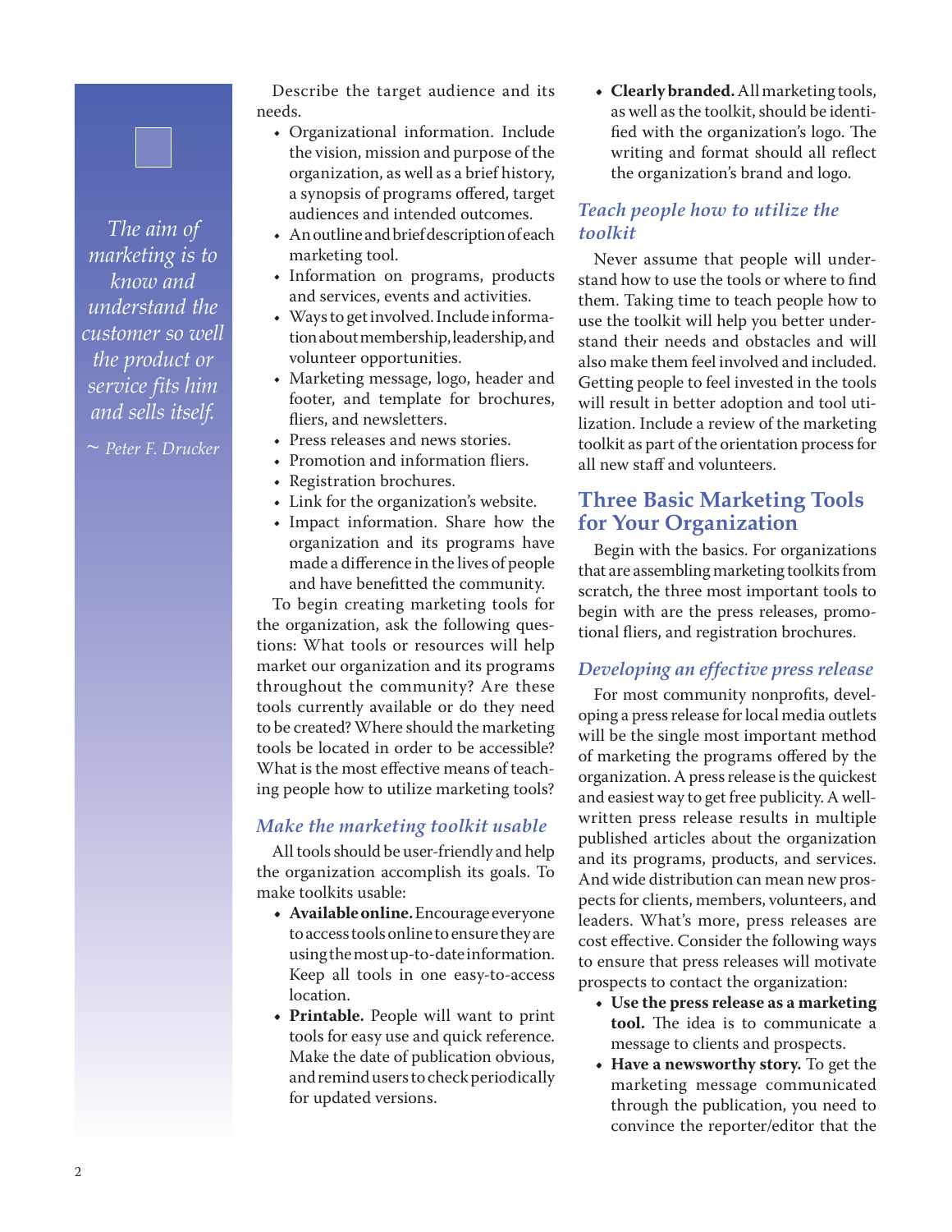> *The aim of marketing is to know and understand the customer so well the product or service fits him and sells itself.*
>
> *~ Peter F. Drucker*

Describe the target audience and its needs.

- Organizational information. Include the vision, mission and purpose of the organization, as well as a brief history, a synopsis of programs offered, target audiences and intended outcomes.
- An outline and brief description of each marketing tool.
- Information on programs, products and services, events and activities.
- Ways to get involved. Include information about membership, leadership, and volunteer opportunities.
- Marketing message, logo, header and footer, and template for brochures, fliers, and newsletters.
- Press releases and news stories.
- Promotion and information fliers.
- Registration brochures.
- Link for the organization's website.
- Impact information. Share how the organization and its programs have made a difference in the lives of people and have benefitted the community.

To begin creating marketing tools for the organization, ask the following questions: What tools or resources will help market our organization and its programs throughout the community? Are these tools currently available or do they need to be created? Where should the marketing tools be located in order to be accessible? What is the most effective means of teaching people how to utilize marketing tools?

### *Make the marketing toolkit usable*

All tools should be user-friendly and help the organization accomplish its goals. To make toolkits usable:

- **Available online.** Encourage everyone to access tools online to ensure they are using the most up-to-date information. Keep all tools in one easy-to-access location.
- **Printable.** People will want to print tools for easy use and quick reference. Make the date of publication obvious, and remind users to check periodically for updated versions.
- **Clearly branded.** All marketing tools, as well as the toolkit, should be identified with the organization's logo. The writing and format should all reflect the organization's brand and logo.

### *Teach people how to utilize the toolkit*

Never assume that people will understand how to use the tools or where to find them. Taking time to teach people how to use the toolkit will help you better understand their needs and obstacles and will also make them feel involved and included. Getting people to feel invested in the tools will result in better adoption and tool utilization. Include a review of the marketing toolkit as part of the orientation process for all new staff and volunteers.

## Three Basic Marketing Tools for Your Organization

Begin with the basics. For organizations that are assembling marketing toolkits from scratch, the three most important tools to begin with are the press releases, promotional fliers, and registration brochures.

### *Developing an effective press release*

For most community nonprofits, developing a press release for local media outlets will be the single most important method of marketing the programs offered by the organization. A press release is the quickest and easiest way to get free publicity. A well-written press release results in multiple published articles about the organization and its programs, products, and services. And wide distribution can mean new prospects for clients, members, volunteers, and leaders. What's more, press releases are cost effective. Consider the following ways to ensure that press releases will motivate prospects to contact the organization:

- **Use the press release as a marketing tool.** The idea is to communicate a message to clients and prospects.
- **Have a newsworthy story.** To get the marketing message communicated through the publication, you need to convince the reporter/editor that the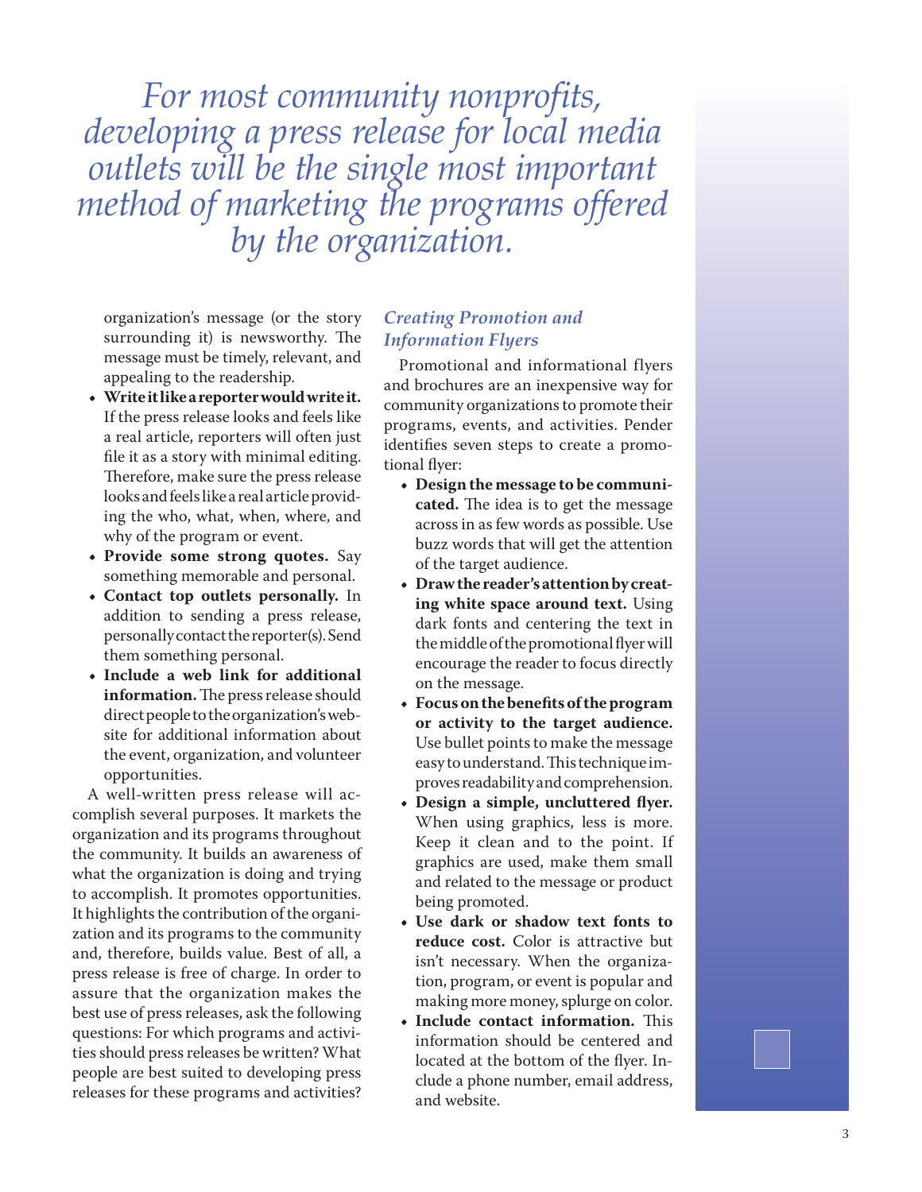*For most community nonprofits, developing a press release for local media outlets will be the single most important method of marketing the programs offered by the organization.*

organization's message (or the story surrounding it) is newsworthy. The message must be timely, relevant, and appealing to the readership.

- **Write it like a reporter would write it.** If the press release looks and feels like a real article, reporters will often just file it as a story with minimal editing. Therefore, make sure the press release looks and feels like a real article providing the who, what, when, where, and why of the program or event.
- **Provide some strong quotes.** Say something memorable and personal.
- **Contact top outlets personally.** In addition to sending a press release, personally contact the reporter(s). Send them something personal.
- **Include a web link for additional information.** The press release should direct people to the organization's website for additional information about the event, organization, and volunteer opportunities.

A well-written press release will accomplish several purposes. It markets the organization and its programs throughout the community. It builds an awareness of what the organization is doing and trying to accomplish. It promotes opportunities. It highlights the contribution of the organization and its programs to the community and, therefore, builds value. Best of all, a press release is free of charge. In order to assure that the organization makes the best use of press releases, ask the following questions: For which programs and activities should press releases be written? What people are best suited to developing press releases for these programs and activities?

### *Creating Promotion and Information Flyers*

Promotional and informational flyers and brochures are an inexpensive way for community organizations to promote their programs, events, and activities. Pender identifies seven steps to create a promotional flyer:

- **Design the message to be communicated.** The idea is to get the message across in as few words as possible. Use buzz words that will get the attention of the target audience.
- **Draw the reader's attention by creating white space around text.** Using dark fonts and centering the text in the middle of the promotional flyer will encourage the reader to focus directly on the message.
- **Focus on the benefits of the program or activity to the target audience.** Use bullet points to make the message easy to understand. This technique improves readability and comprehension.
- **Design a simple, uncluttered flyer.** When using graphics, less is more. Keep it clean and to the point. If graphics are used, make them small and related to the message or product being promoted.
- **Use dark or shadow text fonts to reduce cost.** Color is attractive but isn't necessary. When the organization, program, or event is popular and making more money, splurge on color.
- **Include contact information.** This information should be centered and located at the bottom of the flyer. Include a phone number, email address, and website.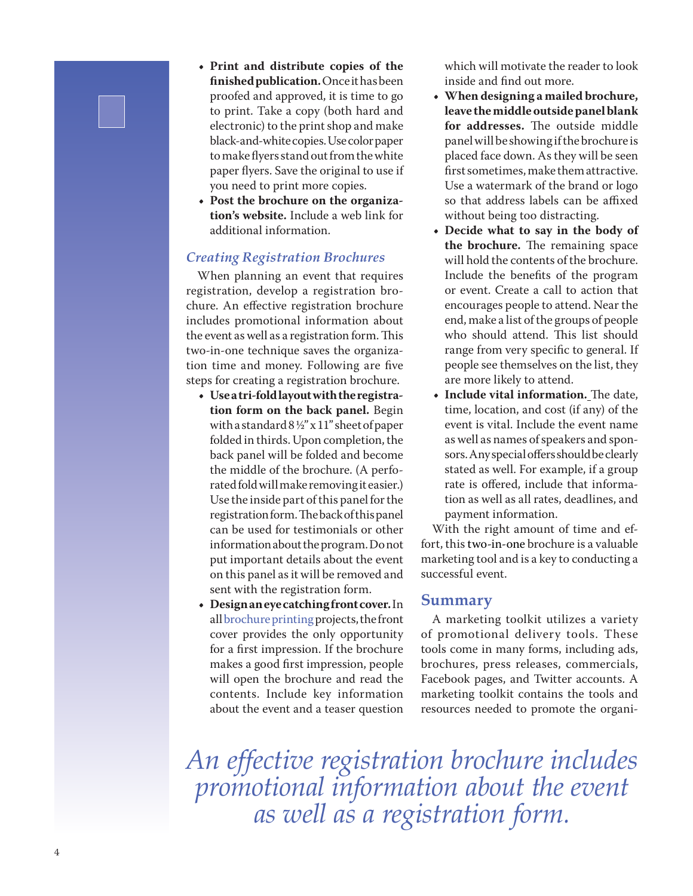- **Print and distribute copies of the finished publication.** Once it has been proofed and approved, it is time to go to print. Take a copy (both hard and electronic) to the print shop and make black-and-white copies. Use color paper to make flyers stand out from the white paper flyers. Save the original to use if you need to print more copies.
- **Post the brochure on the organization's website.** Include a web link for additional information.

### *Creating Registration Brochures*

When planning an event that requires registration, develop a registration brochure. An effective registration brochure includes promotional information about the event as well as a registration form. This two-in-one technique saves the organization time and money. Following are five steps for creating a registration brochure.

- **Use a tri-fold layout with the registration form on the back panel.** Begin with a standard 8½" x 11" sheet of paper folded in thirds. Upon completion, the back panel will be folded and become the middle of the brochure. (A perforated fold will make removing it easier.) Use the inside part of this panel for the registration form. The back of this panel can be used for testimonials or other information about the program. Do not put important details about the event on this panel as it will be removed and sent with the registration form.
- **Design an eye catching front cover.** In all brochure printing projects, the front cover provides the only opportunity for a first impression. If the brochure makes a good first impression, people will open the brochure and read the contents. Include key information about the event and a teaser question which will motivate the reader to look inside and find out more.
- **When designing a mailed brochure, leave the middle outside panel blank for addresses.** The outside middle panel will be showing if the brochure is placed face down. As they will be seen first sometimes, make them attractive. Use a watermark of the brand or logo so that address labels can be affixed without being too distracting.
- **Decide what to say in the body of the brochure.** The remaining space will hold the contents of the brochure. Include the benefits of the program or event. Create a call to action that encourages people to attend. Near the end, make a list of the groups of people who should attend. This list should range from very specific to general. If people see themselves on the list, they are more likely to attend.
- **Include vital information.** The date, time, location, and cost (if any) of the event is vital. Include the event name as well as names of speakers and sponsors. Any special offers should be clearly stated as well. For example, if a group rate is offered, include that information as well as all rates, deadlines, and payment information.

With the right amount of time and effort, this two-in-one brochure is a valuable marketing tool and is a key to conducting a successful event.

## Summary

A marketing toolkit utilizes a variety of promotional delivery tools. These tools come in many forms, including ads, brochures, press releases, commercials, Facebook pages, and Twitter accounts. A marketing toolkit contains the tools and resources needed to promote the organi-

*An effective registration brochure includes promotional information about the event as well as a registration form.*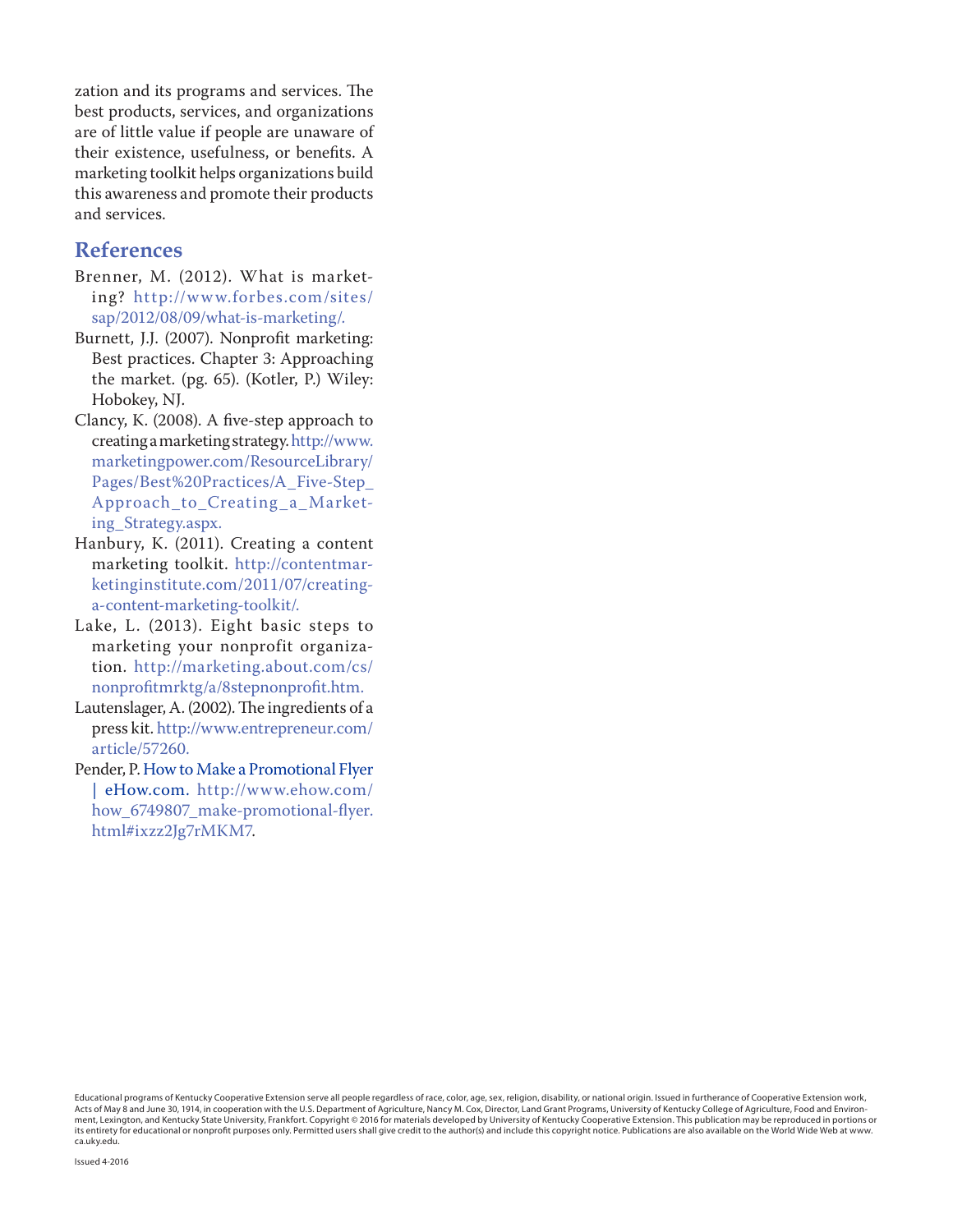zation and its programs and services. The best products, services, and organizations are of little value if people are unaware of their existence, usefulness, or benefits. A marketing toolkit helps organizations build this awareness and promote their products and services.

## References

Brenner, M. (2012). What is marketing? http://www.forbes.com/sites/sap/2012/08/09/what-is-marketing/.

Burnett, J.J. (2007). Nonprofit marketing: Best practices. Chapter 3: Approaching the market. (pg. 65). (Kotler, P.) Wiley: Hobokey, NJ.

Clancy, K. (2008). A five-step approach to creating a marketing strategy. http://www.marketingpower.com/ResourceLibrary/Pages/Best%20Practices/A_Five-Step_Approach_to_Creating_a_Marketing_Strategy.aspx.

Hanbury, K. (2011). Creating a content marketing toolkit. http://contentmarketinginstitute.com/2011/07/creating-a-content-marketing-toolkit/.

Lake, L. (2013). Eight basic steps to marketing your nonprofit organization. http://marketing.about.com/cs/nonprofitmrktg/a/8stepnonprofit.htm.

Lautenslager, A. (2002). The ingredients of a press kit. http://www.entrepreneur.com/article/57260.

Pender, P. How to Make a Promotional Flyer | eHow.com. http://www.ehow.com/how_6749807_make-promotional-flyer.html#ixzz2Jg7rMKM7.

Educational programs of Kentucky Cooperative Extension serve all people regardless of race, color, age, sex, religion, disability, or national origin. Issued in furtherance of Cooperative Extension work, Acts of May 8 and June 30, 1914, in cooperation with the U.S. Department of Agriculture, Nancy M. Cox, Director, Land Grant Programs, University of Kentucky College of Agriculture, Food and Environment, Lexington, and Kentucky State University, Frankfort. Copyright © 2016 for materials developed by University of Kentucky Cooperative Extension. This publication may be reproduced in portions or its entirety for educational or nonprofit purposes only. Permitted users shall give credit to the author(s) and include this copyright notice. Publications are also available on the World Wide Web at www.ca.uky.edu.

Issued 4-2016